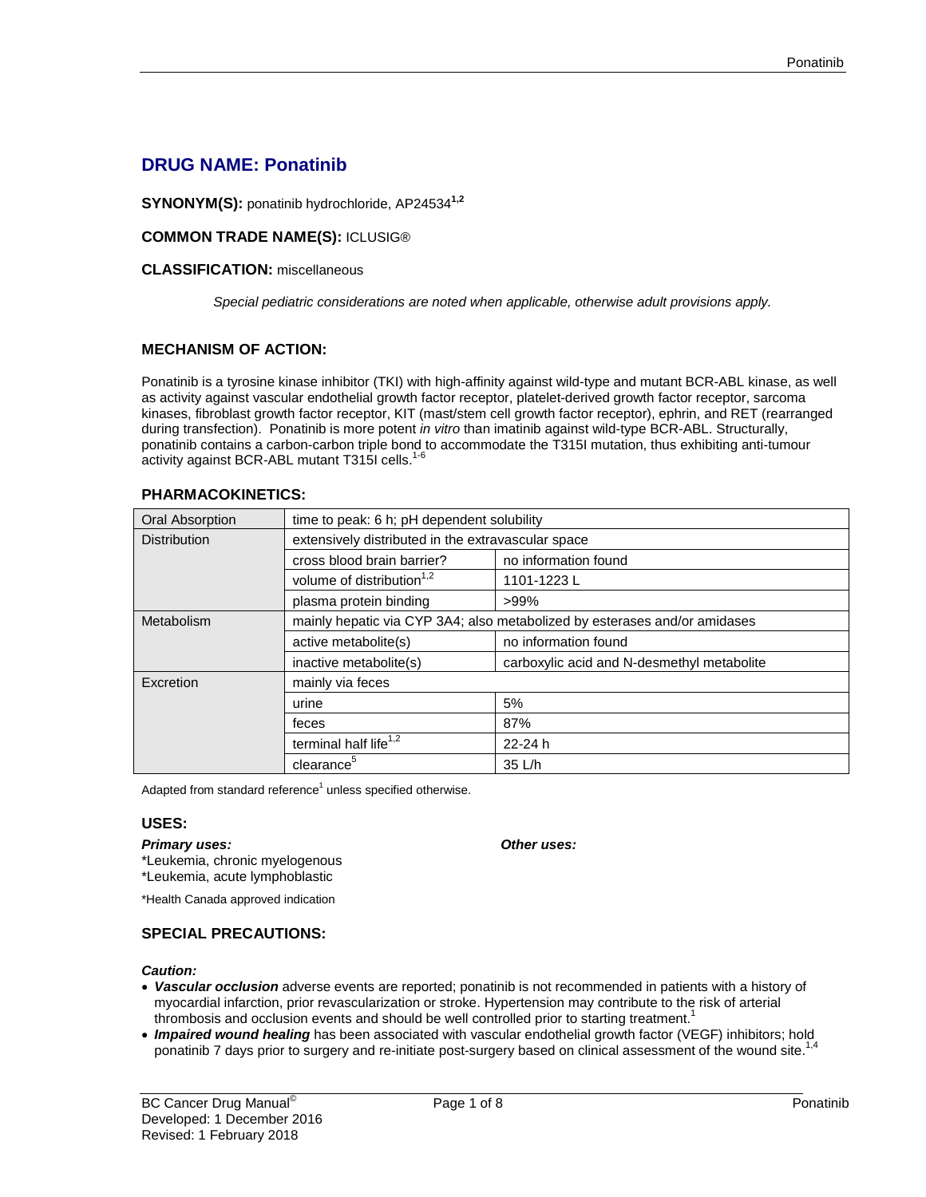# DRUG NAME: Ponatinib

**SYNONYM(S):** ponatinib hydrochloride, AP24534[1,2]

**COMMON TRADE NAME(S):** ICLUSIG®

**CLASSIFICATION:** miscellaneous

*Special pediatric considerations are noted when applicable, otherwise adult provisions apply.*

## MECHANISM OF ACTION:

Ponatinib is a tyrosine kinase inhibitor (TKI) with high-affinity against wild-type and mutant BCR-ABL kinase, as well as activity against vascular endothelial growth factor receptor, platelet-derived growth factor receptor, sarcoma kinases, fibroblast growth factor receptor, KIT (mast/stem cell growth factor receptor), ephrin, and RET (rearranged during transfection). Ponatinib is more potent *in vitro* than imatinib against wild-type BCR-ABL. Structurally, ponatinib contains a carbon-carbon triple bond to accommodate the T315I mutation, thus exhibiting anti-tumour activity against BCR-ABL mutant T315I cells.[1-6]

## PHARMACOKINETICS:

| | | |
|---|---|---|
| Oral Absorption | time to peak: 6 h; pH dependent solubility | |
| Distribution | extensively distributed in the extravascular space | |
| | cross blood brain barrier? | no information found |
| | volume of distribution[1,2] | 1101-1223 L |
| | plasma protein binding | >99% |
| Metabolism | mainly hepatic via CYP 3A4; also metabolized by esterases and/or amidases | |
| | active metabolite(s) | no information found |
| | inactive metabolite(s) | carboxylic acid and N-desmethyl metabolite |
| Excretion | mainly via feces | |
| | urine | 5% |
| | feces | 87% |
| | terminal half life[1,2] | 22-24 h |
| | clearance[5] | 35 L/h |

Adapted from standard reference[1] unless specified otherwise.

## USES:

***Primary uses:***

*Leukemia, chronic myelogenous
*Leukemia, acute lymphoblastic

***Other uses:***

*Health Canada approved indication

## SPECIAL PRECAUTIONS:

***Caution:***

- ***Vascular occlusion*** adverse events are reported; ponatinib is not recommended in patients with a history of myocardial infarction, prior revascularization or stroke. Hypertension may contribute to the risk of arterial thrombosis and occlusion events and should be well controlled prior to starting treatment.[1]
- ***Impaired wound healing*** has been associated with vascular endothelial growth factor (VEGF) inhibitors; hold ponatinib 7 days prior to surgery and re-initiate post-surgery based on clinical assessment of the wound site.[1,4]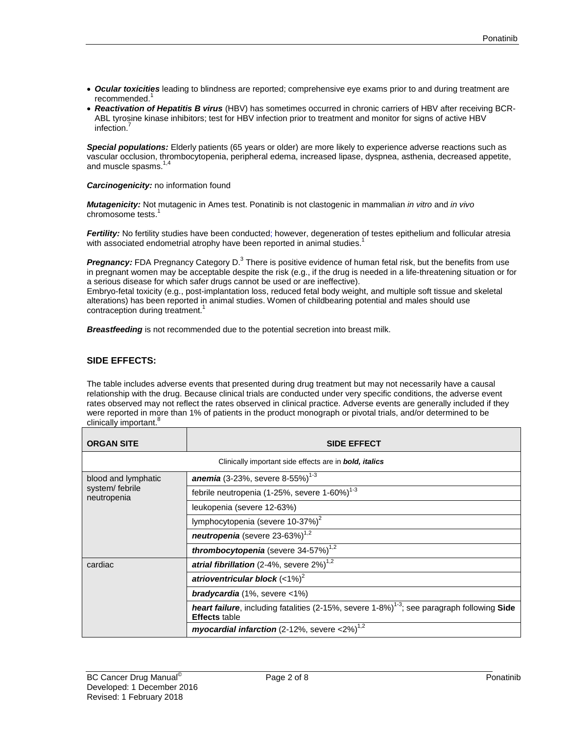- ***Ocular toxicities*** leading to blindness are reported; comprehensive eye exams prior to and during treatment are recommended.[1]
- ***Reactivation of Hepatitis B virus*** (HBV) has sometimes occurred in chronic carriers of HBV after receiving BCR-ABL tyrosine kinase inhibitors; test for HBV infection prior to treatment and monitor for signs of active HBV infection.[7]

***Special populations:*** Elderly patients (65 years or older) are more likely to experience adverse reactions such as vascular occlusion, thrombocytopenia, peripheral edema, increased lipase, dyspnea, asthenia, decreased appetite, and muscle spasms.[1,4]

***Carcinogenicity:*** no information found

***Mutagenicity:*** Not mutagenic in Ames test. Ponatinib is not clastogenic in mammalian *in vitro* and *in vivo* chromosome tests.[1]

***Fertility:*** No fertility studies have been conducted; however, degeneration of testes epithelium and follicular atresia with associated endometrial atrophy have been reported in animal studies.[1]

***Pregnancy:*** FDA Pregnancy Category D.[3] There is positive evidence of human fetal risk, but the benefits from use in pregnant women may be acceptable despite the risk (e.g., if the drug is needed in a life-threatening situation or for a serious disease for which safer drugs cannot be used or are ineffective).
Embryo-fetal toxicity (e.g., post-implantation loss, reduced fetal body weight, and multiple soft tissue and skeletal alterations) has been reported in animal studies. Women of childbearing potential and males should use contraception during treatment.[1]

***Breastfeeding*** is not recommended due to the potential secretion into breast milk.

## SIDE EFFECTS:

The table includes adverse events that presented during drug treatment but may not necessarily have a causal relationship with the drug. Because clinical trials are conducted under very specific conditions, the adverse event rates observed may not reflect the rates observed in clinical practice. Adverse events are generally included if they were reported in more than 1% of patients in the product monograph or pivotal trials, and/or determined to be clinically important.[8]

| ORGAN SITE | SIDE EFFECT |
|---|---|
| Clinically important side effects are in ***bold, italics*** | |
| blood and lymphatic system/ febrile neutropenia | ***anemia*** (3-23%, severe 8-55%)[1-3] |
| | febrile neutropenia (1-25%, severe 1-60%)[1-3] |
| | leukopenia (severe 12-63%) |
| | lymphocytopenia (severe 10-37%)[2] |
| | ***neutropenia*** (severe 23-63%)[1,2] |
| | ***thrombocytopenia*** (severe 34-57%)[1,2] |
| cardiac | ***atrial fibrillation*** (2-4%, severe 2%)[1,2] |
| | ***atrioventricular block*** (<1%)[2] |
| | ***bradycardia*** (1%, severe <1%) |
| | ***heart failure***, including fatalities (2-15%, severe 1-8%)[1-3]; see paragraph following **Side Effects** table |
| | ***myocardial infarction*** (2-12%, severe <2%)[1,2] |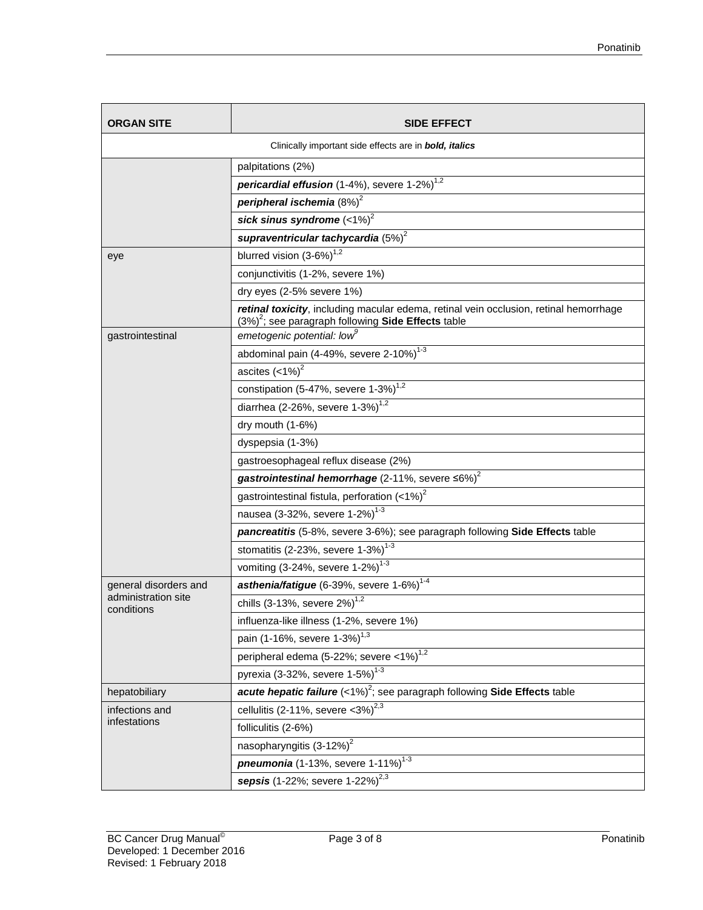| ORGAN SITE | SIDE EFFECT |
|---|---|
| Clinically important side effects are in ***bold, italics*** | |
| | palpitations (2%) |
| | ***pericardial effusion*** (1-4%), severe 1-2%)[1,2] |
| | ***peripheral ischemia*** (8%)[2] |
| | ***sick sinus syndrome*** (<1%)[2] |
| | ***supraventricular tachycardia*** (5%)[2] |
| eye | blurred vision (3-6%)[1,2] |
| | conjunctivitis (1-2%, severe 1%) |
| | dry eyes (2-5% severe 1%) |
| | ***retinal toxicity***, including macular edema, retinal vein occlusion, retinal hemorrhage (3%)[2]; see paragraph following **Side Effects** table |
| gastrointestinal | *emetogenic potential: low*[9] |
| | abdominal pain (4-49%, severe 2-10%)[1-3] |
| | ascites (<1%)[2] |
| | constipation (5-47%, severe 1-3%)[1,2] |
| | diarrhea (2-26%, severe 1-3%)[1,2] |
| | dry mouth (1-6%) |
| | dyspepsia (1-3%) |
| | gastroesophageal reflux disease (2%) |
| | ***gastrointestinal hemorrhage*** (2-11%, severe ≤6%)[2] |
| | gastrointestinal fistula, perforation (<1%)[2] |
| | nausea (3-32%, severe 1-2%)[1-3] |
| | ***pancreatitis*** (5-8%, severe 3-6%); see paragraph following **Side Effects** table |
| | stomatitis (2-23%, severe 1-3%)[1-3] |
| | vomiting (3-24%, severe 1-2%)[1-3] |
| general disorders and administration site conditions | ***asthenia/fatigue*** (6-39%, severe 1-6%)[1-4] |
| | chills (3-13%, severe 2%)[1,2] |
| | influenza-like illness (1-2%, severe 1%) |
| | pain (1-16%, severe 1-3%)[1,3] |
| | peripheral edema (5-22%; severe <1%)[1,2] |
| | pyrexia (3-32%, severe 1-5%)[1-3] |
| hepatobiliary | ***acute hepatic failure*** (<1%)[2]; see paragraph following **Side Effects** table |
| infections and infestations | cellulitis (2-11%, severe <3%)[2,3] |
| | folliculitis (2-6%) |
| | nasopharyngitis (3-12%)[2] |
| | ***pneumonia*** (1-13%, severe 1-11%)[1-3] |
| | ***sepsis*** (1-22%; severe 1-22%)[2,3] |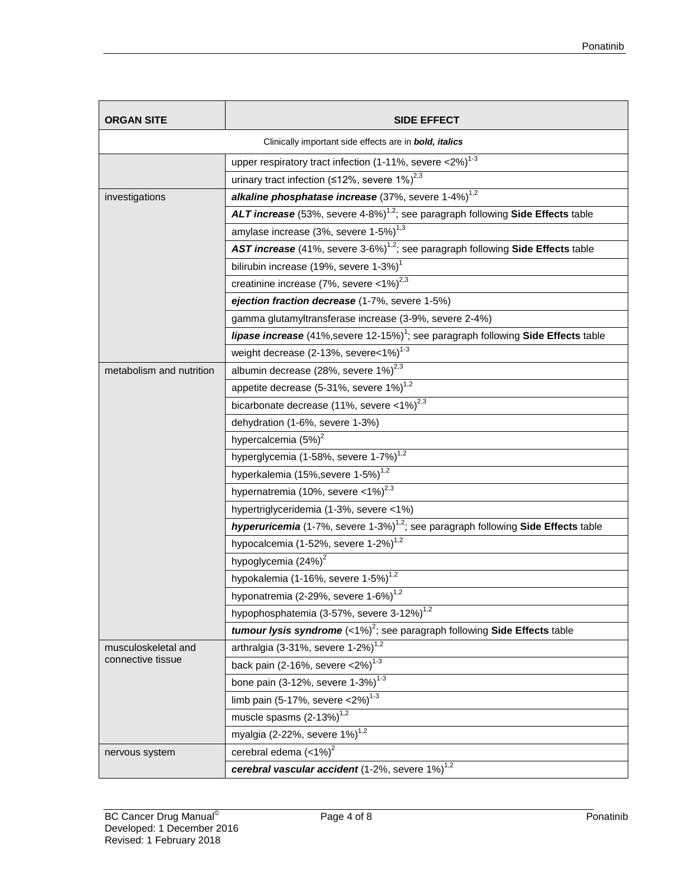| ORGAN SITE | SIDE EFFECT |
| --- | --- |
| Clinically important side effects are in ***bold, italics*** | |
| | upper respiratory tract infection (1-11%, severe <2%)[1-3] |
| | urinary tract infection (≤12%, severe 1%)[2,3] |
| investigations | ***alkaline phosphatase increase*** (37%, severe 1-4%)[1,2] |
| | ***ALT increase*** (53%, severe 4-8%)[1,2]; see paragraph following **Side Effects** table |
| | amylase increase (3%, severe 1-5%)[1,3] |
| | ***AST increase*** (41%, severe 3-6%)[1,2]; see paragraph following **Side Effects** table |
| | bilirubin increase (19%, severe 1-3%)[1] |
| | creatinine increase (7%, severe <1%)[2,3] |
| | ***ejection fraction decrease*** (1-7%, severe 1-5%) |
| | gamma glutamyltransferase increase (3-9%, severe 2-4%) |
| | ***lipase increase*** (41%,severe 12-15%)[1]; see paragraph following **Side Effects** table |
| | weight decrease (2-13%, severe<1%)[1-3] |
| metabolism and nutrition | albumin decrease (28%, severe 1%)[2,3] |
| | appetite decrease (5-31%, severe 1%)[1,2] |
| | bicarbonate decrease (11%, severe <1%)[2,3] |
| | dehydration (1-6%, severe 1-3%) |
| | hypercalcemia (5%)[2] |
| | hyperglycemia (1-58%, severe 1-7%)[1,2] |
| | hyperkalemia (15%,severe 1-5%)[1,2] |
| | hypernatremia (10%, severe <1%)[2,3] |
| | hypertriglyceridemia (1-3%, severe <1%) |
| | ***hyperuricemia*** (1-7%, severe 1-3%)[1,2]; see paragraph following **Side Effects** table |
| | hypocalcemia (1-52%, severe 1-2%)[1,2] |
| | hypoglycemia (24%)[2] |
| | hypokalemia (1-16%, severe 1-5%)[1,2] |
| | hyponatremia (2-29%, severe 1-6%)[1,2] |
| | hypophosphatemia (3-57%, severe 3-12%)[1,2] |
| | ***tumour lysis syndrome*** (<1%)[2]; see paragraph following **Side Effects** table |
| musculoskeletal and connective tissue | arthralgia (3-31%, severe 1-2%)[1,2] |
| | back pain (2-16%, severe <2%)[1-3] |
| | bone pain (3-12%, severe 1-3%)[1-3] |
| | limb pain (5-17%, severe <2%)[1-3] |
| | muscle spasms (2-13%)[1,2] |
| | myalgia (2-22%, severe 1%)[1,2] |
| nervous system | cerebral edema (<1%)[2] |
| | ***cerebral vascular accident*** (1-2%, severe 1%)[1,2] |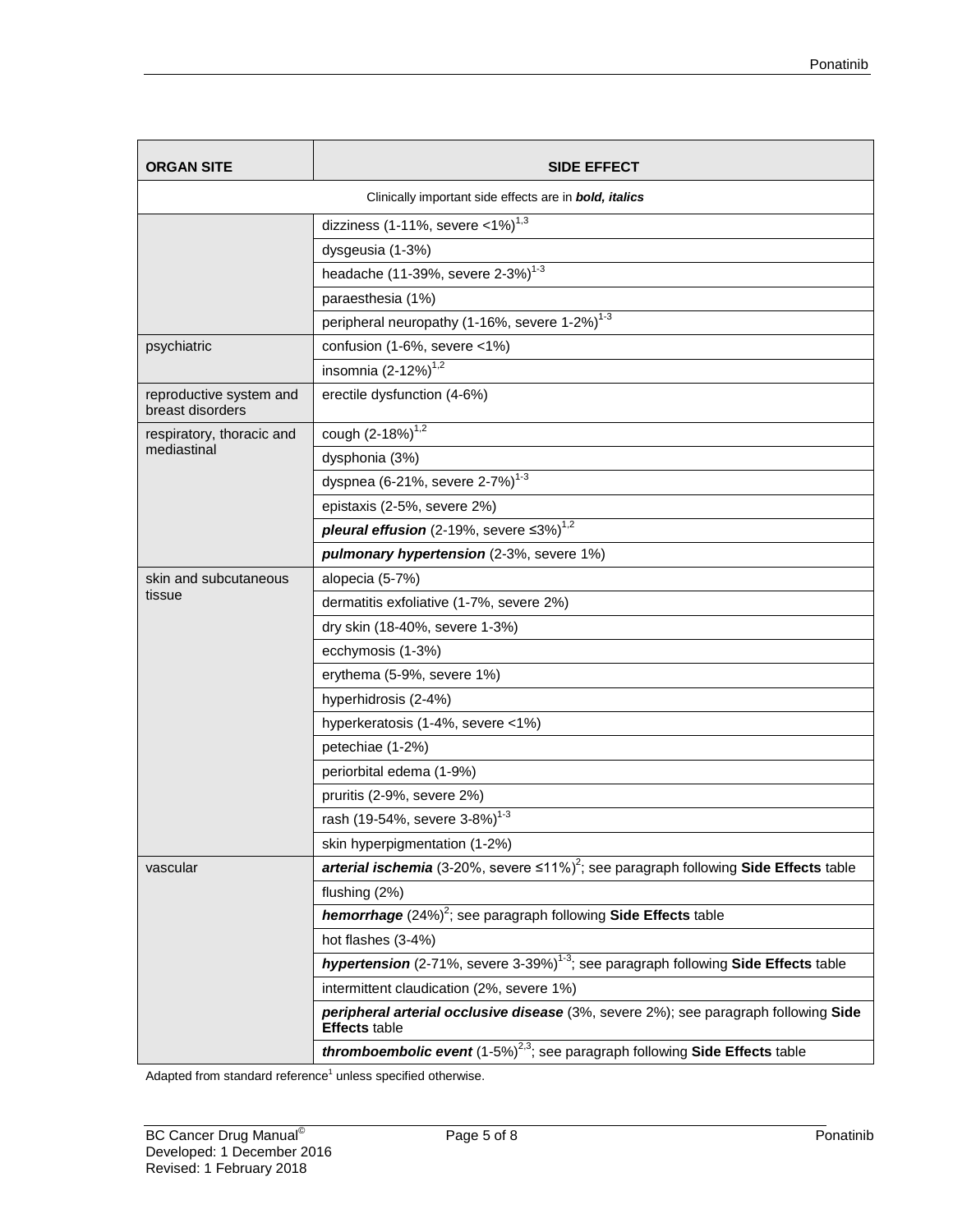| ORGAN SITE | SIDE EFFECT |
|---|---|
| Clinically important side effects are in ***bold, italics*** | |
| | dizziness (1-11%, severe <1%)[1,3] |
| | dysgeusia (1-3%) |
| | headache (11-39%, severe 2-3%)[1-3] |
| | paraesthesia (1%) |
| | peripheral neuropathy (1-16%, severe 1-2%)[1-3] |
| psychiatric | confusion (1-6%, severe <1%) |
| | insomnia (2-12%)[1,2] |
| reproductive system and breast disorders | erectile dysfunction (4-6%) |
| respiratory, thoracic and mediastinal | cough (2-18%)[1,2] |
| | dysphonia (3%) |
| | dyspnea (6-21%, severe 2-7%)[1-3] |
| | epistaxis (2-5%, severe 2%) |
| | ***pleural effusion*** (2-19%, severe ≤3%)[1,2] |
| | ***pulmonary hypertension*** (2-3%, severe 1%) |
| skin and subcutaneous tissue | alopecia (5-7%) |
| | dermatitis exfoliative (1-7%, severe 2%) |
| | dry skin (18-40%, severe 1-3%) |
| | ecchymosis (1-3%) |
| | erythema (5-9%, severe 1%) |
| | hyperhidrosis (2-4%) |
| | hyperkeratosis (1-4%, severe <1%) |
| | petechiae (1-2%) |
| | periorbital edema (1-9%) |
| | pruritis (2-9%, severe 2%) |
| | rash (19-54%, severe 3-8%)[1-3] |
| | skin hyperpigmentation (1-2%) |
| vascular | ***arterial ischemia*** (3-20%, severe ≤11%)[2]; see paragraph following **Side Effects** table |
| | flushing (2%) |
| | ***hemorrhage*** (24%)[2]; see paragraph following **Side Effects** table |
| | hot flashes (3-4%) |
| | ***hypertension*** (2-71%, severe 3-39%)[1-3]; see paragraph following **Side Effects** table |
| | intermittent claudication (2%, severe 1%) |
| | ***peripheral arterial occlusive disease*** (3%, severe 2%); see paragraph following **Side Effects** table |
| | ***thromboembolic event*** (1-5%)[2,3]; see paragraph following **Side Effects** table |

Adapted from standard reference[1] unless specified otherwise.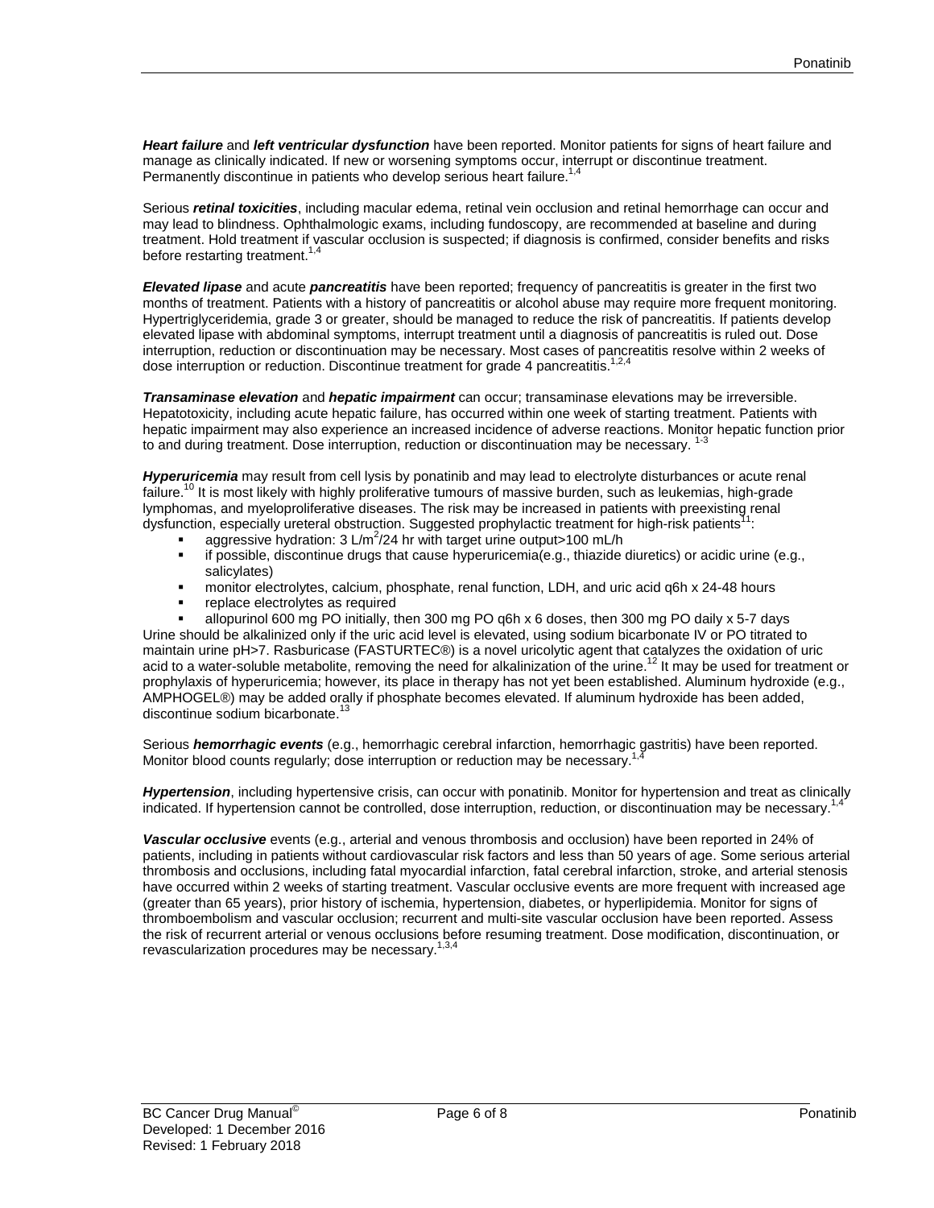***Heart failure*** and ***left ventricular dysfunction*** have been reported. Monitor patients for signs of heart failure and manage as clinically indicated. If new or worsening symptoms occur, interrupt or discontinue treatment. Permanently discontinue in patients who develop serious heart failure.[1,4]

Serious ***retinal toxicities***, including macular edema, retinal vein occlusion and retinal hemorrhage can occur and may lead to blindness. Ophthalmologic exams, including fundoscopy, are recommended at baseline and during treatment. Hold treatment if vascular occlusion is suspected; if diagnosis is confirmed, consider benefits and risks before restarting treatment.[1,4]

***Elevated lipase*** and acute ***pancreatitis*** have been reported; frequency of pancreatitis is greater in the first two months of treatment. Patients with a history of pancreatitis or alcohol abuse may require more frequent monitoring. Hypertriglyceridemia, grade 3 or greater, should be managed to reduce the risk of pancreatitis. If patients develop elevated lipase with abdominal symptoms, interrupt treatment until a diagnosis of pancreatitis is ruled out. Dose interruption, reduction or discontinuation may be necessary. Most cases of pancreatitis resolve within 2 weeks of dose interruption or reduction. Discontinue treatment for grade 4 pancreatitis.[1,2,4]

***Transaminase elevation*** and ***hepatic impairment*** can occur; transaminase elevations may be irreversible. Hepatotoxicity, including acute hepatic failure, has occurred within one week of starting treatment. Patients with hepatic impairment may also experience an increased incidence of adverse reactions. Monitor hepatic function prior to and during treatment. Dose interruption, reduction or discontinuation may be necessary. [1-3]

***Hyperuricemia*** may result from cell lysis by ponatinib and may lead to electrolyte disturbances or acute renal failure.[10] It is most likely with highly proliferative tumours of massive burden, such as leukemias, high-grade lymphomas, and myeloproliferative diseases. The risk may be increased in patients with preexisting renal dysfunction, especially ureteral obstruction. Suggested prophylactic treatment for high-risk patients[11]:

- aggressive hydration: 3 L/$m^2$/24 hr with target urine output>100 mL/h
- if possible, discontinue drugs that cause hyperuricemia(e.g., thiazide diuretics) or acidic urine (e.g., salicylates)
- monitor electrolytes, calcium, phosphate, renal function, LDH, and uric acid q6h x 24-48 hours
- replace electrolytes as required
- allopurinol 600 mg PO initially, then 300 mg PO q6h x 6 doses, then 300 mg PO daily x 5-7 days

Urine should be alkalinized only if the uric acid level is elevated, using sodium bicarbonate IV or PO titrated to maintain urine pH>7. Rasburicase (FASTURTEC®) is a novel uricolytic agent that catalyzes the oxidation of uric acid to a water-soluble metabolite, removing the need for alkalinization of the urine.[12] It may be used for treatment or prophylaxis of hyperuricemia; however, its place in therapy has not yet been established. Aluminum hydroxide (e.g., AMPHOGEL®) may be added orally if phosphate becomes elevated. If aluminum hydroxide has been added, discontinue sodium bicarbonate.[13]

Serious ***hemorrhagic events*** (e.g., hemorrhagic cerebral infarction, hemorrhagic gastritis) have been reported. Monitor blood counts regularly; dose interruption or reduction may be necessary.[1,4]

***Hypertension***, including hypertensive crisis, can occur with ponatinib. Monitor for hypertension and treat as clinically indicated. If hypertension cannot be controlled, dose interruption, reduction, or discontinuation may be necessary.[1,4]

***Vascular occlusive*** events (e.g., arterial and venous thrombosis and occlusion) have been reported in 24% of patients, including in patients without cardiovascular risk factors and less than 50 years of age. Some serious arterial thrombosis and occlusions, including fatal myocardial infarction, fatal cerebral infarction, stroke, and arterial stenosis have occurred within 2 weeks of starting treatment. Vascular occlusive events are more frequent with increased age (greater than 65 years), prior history of ischemia, hypertension, diabetes, or hyperlipidemia. Monitor for signs of thromboembolism and vascular occlusion; recurrent and multi-site vascular occlusion have been reported. Assess the risk of recurrent arterial or venous occlusions before resuming treatment. Dose modification, discontinuation, or revascularization procedures may be necessary.[1,3,4]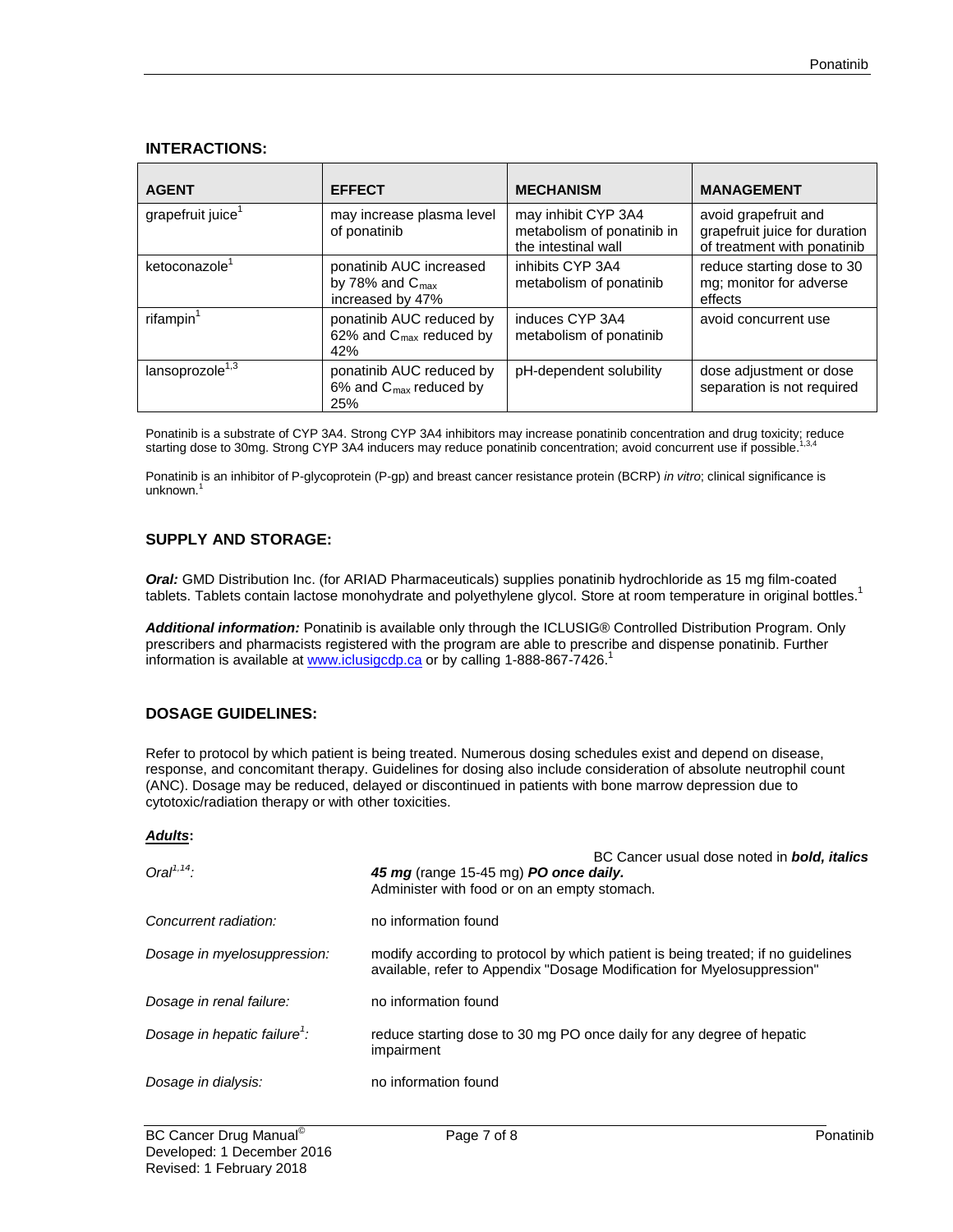## INTERACTIONS:

| AGENT | EFFECT | MECHANISM | MANAGEMENT |
|---|---|---|---|
| grapefruit juice[1] | may increase plasma level of ponatinib | may inhibit CYP 3A4 metabolism of ponatinib in the intestinal wall | avoid grapefruit and grapefruit juice for duration of treatment with ponatinib |
| ketoconazole[1] | ponatinib AUC increased by 78% and $C_{max}$ increased by 47% | inhibits CYP 3A4 metabolism of ponatinib | reduce starting dose to 30 mg; monitor for adverse effects |
| rifampin[1] | ponatinib AUC reduced by 62% and $C_{max}$ reduced by 42% | induces CYP 3A4 metabolism of ponatinib | avoid concurrent use |
| lansoprozole[1,3] | ponatinib AUC reduced by 6% and $C_{max}$ reduced by 25% | pH-dependent solubility | dose adjustment or dose separation is not required |

Ponatinib is a substrate of CYP 3A4. Strong CYP 3A4 inhibitors may increase ponatinib concentration and drug toxicity; reduce starting dose to 30mg. Strong CYP 3A4 inducers may reduce ponatinib concentration; avoid concurrent use if possible.[1,3,4]

Ponatinib is an inhibitor of P-glycoprotein (P-gp) and breast cancer resistance protein (BCRP) *in vitro*; clinical significance is unknown.[1]

## SUPPLY AND STORAGE:

***Oral:*** GMD Distribution Inc. (for ARIAD Pharmaceuticals) supplies ponatinib hydrochloride as 15 mg film-coated tablets. Tablets contain lactose monohydrate and polyethylene glycol. Store at room temperature in original bottles.[1]

***Additional information:*** Ponatinib is available only through the ICLUSIG® Controlled Distribution Program. Only prescribers and pharmacists registered with the program are able to prescribe and dispense ponatinib. Further information is available at www.iclusigcdp.ca or by calling 1-888-867-7426.[1]

## DOSAGE GUIDELINES:

Refer to protocol by which patient is being treated. Numerous dosing schedules exist and depend on disease, response, and concomitant therapy. Guidelines for dosing also include consideration of absolute neutrophil count (ANC). Dosage may be reduced, delayed or discontinued in patients with bone marrow depression due to cytotoxic/radiation therapy or with other toxicities.

***Adults*:**

BC Cancer usual dose noted in ***bold, italics***

| | |
|---|---|
| *Oral*[1,14]: | ***45 mg*** (range 15-45 mg) ***PO once daily.*** Administer with food or on an empty stomach. |
| *Concurrent radiation:* | no information found |
| *Dosage in myelosuppression:* | modify according to protocol by which patient is being treated; if no guidelines available, refer to Appendix "Dosage Modification for Myelosuppression" |
| *Dosage in renal failure:* | no information found |
| *Dosage in hepatic failure*[1]: | reduce starting dose to 30 mg PO once daily for any degree of hepatic impairment |
| *Dosage in dialysis:* | no information found |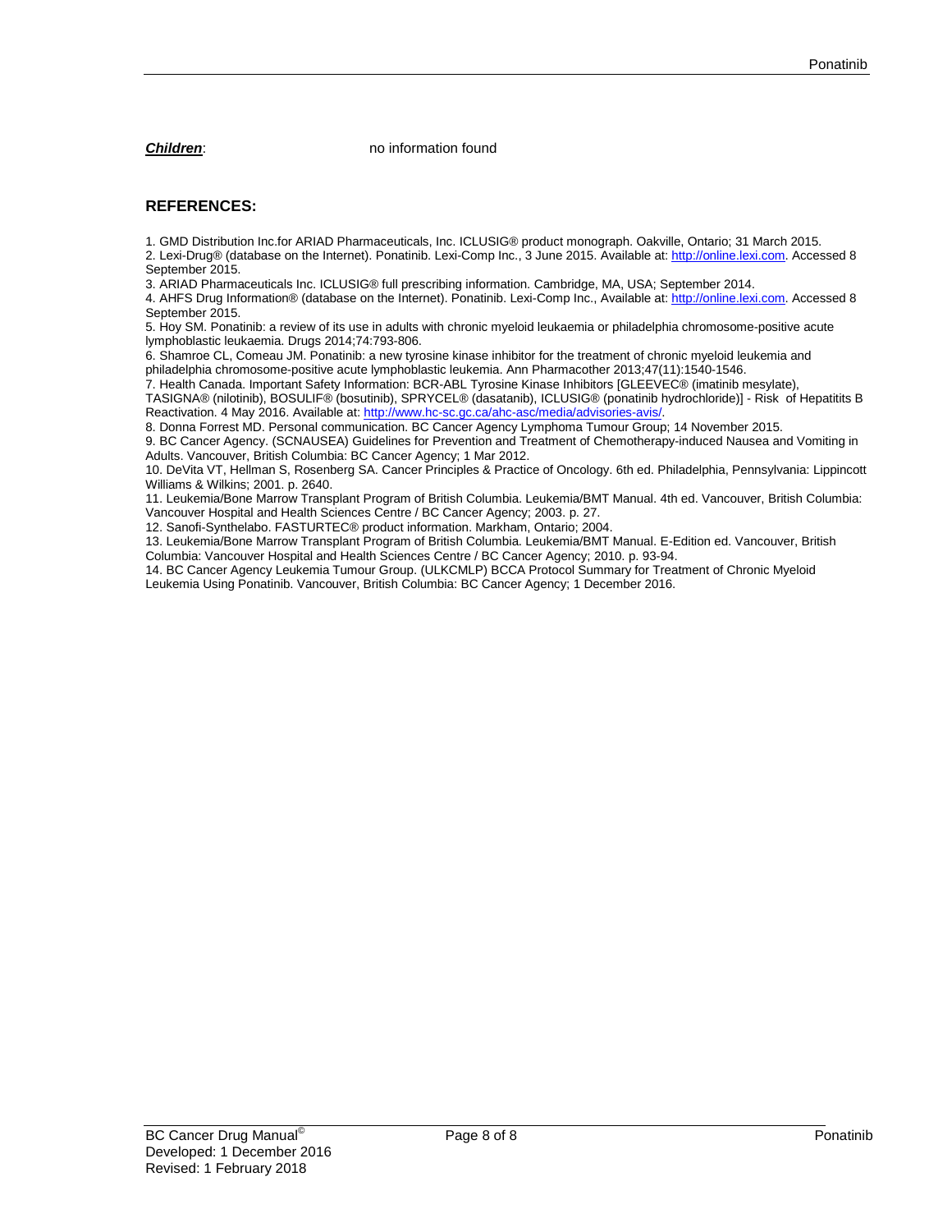***Children***: no information found

## REFERENCES:

1. GMD Distribution Inc.for ARIAD Pharmaceuticals, Inc. ICLUSIG® product monograph. Oakville, Ontario; 31 March 2015.
2. Lexi-Drug® (database on the Internet). Ponatinib. Lexi-Comp Inc., 3 June 2015. Available at: http://online.lexi.com. Accessed 8 September 2015.
3. ARIAD Pharmaceuticals Inc. ICLUSIG® full prescribing information. Cambridge, MA, USA; September 2014.
4. AHFS Drug Information® (database on the Internet). Ponatinib. Lexi-Comp Inc., Available at: http://online.lexi.com. Accessed 8 September 2015.
5. Hoy SM. Ponatinib: a review of its use in adults with chronic myeloid leukaemia or philadelphia chromosome-positive acute lymphoblastic leukaemia. Drugs 2014;74:793-806.
6. Shamroe CL, Comeau JM. Ponatinib: a new tyrosine kinase inhibitor for the treatment of chronic myeloid leukemia and philadelphia chromosome-positive acute lymphoblastic leukemia. Ann Pharmacother 2013;47(11):1540-1546.
7. Health Canada. Important Safety Information: BCR-ABL Tyrosine Kinase Inhibitors [GLEEVEC® (imatinib mesylate), TASIGNA® (nilotinib), BOSULIF® (bosutinib), SPRYCEL® (dasatanib), ICLUSIG® (ponatinib hydrochloride)] - Risk of Hepatitits B Reactivation. 4 May 2016. Available at: http://www.hc-sc.gc.ca/ahc-asc/media/advisories-avis/.
8. Donna Forrest MD. Personal communication. BC Cancer Agency Lymphoma Tumour Group; 14 November 2015.
9. BC Cancer Agency. (SCNAUSEA) Guidelines for Prevention and Treatment of Chemotherapy-induced Nausea and Vomiting in Adults. Vancouver, British Columbia: BC Cancer Agency; 1 Mar 2012.
10. DeVita VT, Hellman S, Rosenberg SA. Cancer Principles & Practice of Oncology. 6th ed. Philadelphia, Pennsylvania: Lippincott Williams & Wilkins; 2001. p. 2640.
11. Leukemia/Bone Marrow Transplant Program of British Columbia. Leukemia/BMT Manual. 4th ed. Vancouver, British Columbia: Vancouver Hospital and Health Sciences Centre / BC Cancer Agency; 2003. p. 27.
12. Sanofi-Synthelabo. FASTURTEC® product information. Markham, Ontario; 2004.
13. Leukemia/Bone Marrow Transplant Program of British Columbia. Leukemia/BMT Manual. E-Edition ed. Vancouver, British Columbia: Vancouver Hospital and Health Sciences Centre / BC Cancer Agency; 2010. p. 93-94.
14. BC Cancer Agency Leukemia Tumour Group. (ULKCMLP) BCCA Protocol Summary for Treatment of Chronic Myeloid Leukemia Using Ponatinib. Vancouver, British Columbia: BC Cancer Agency; 1 December 2016.